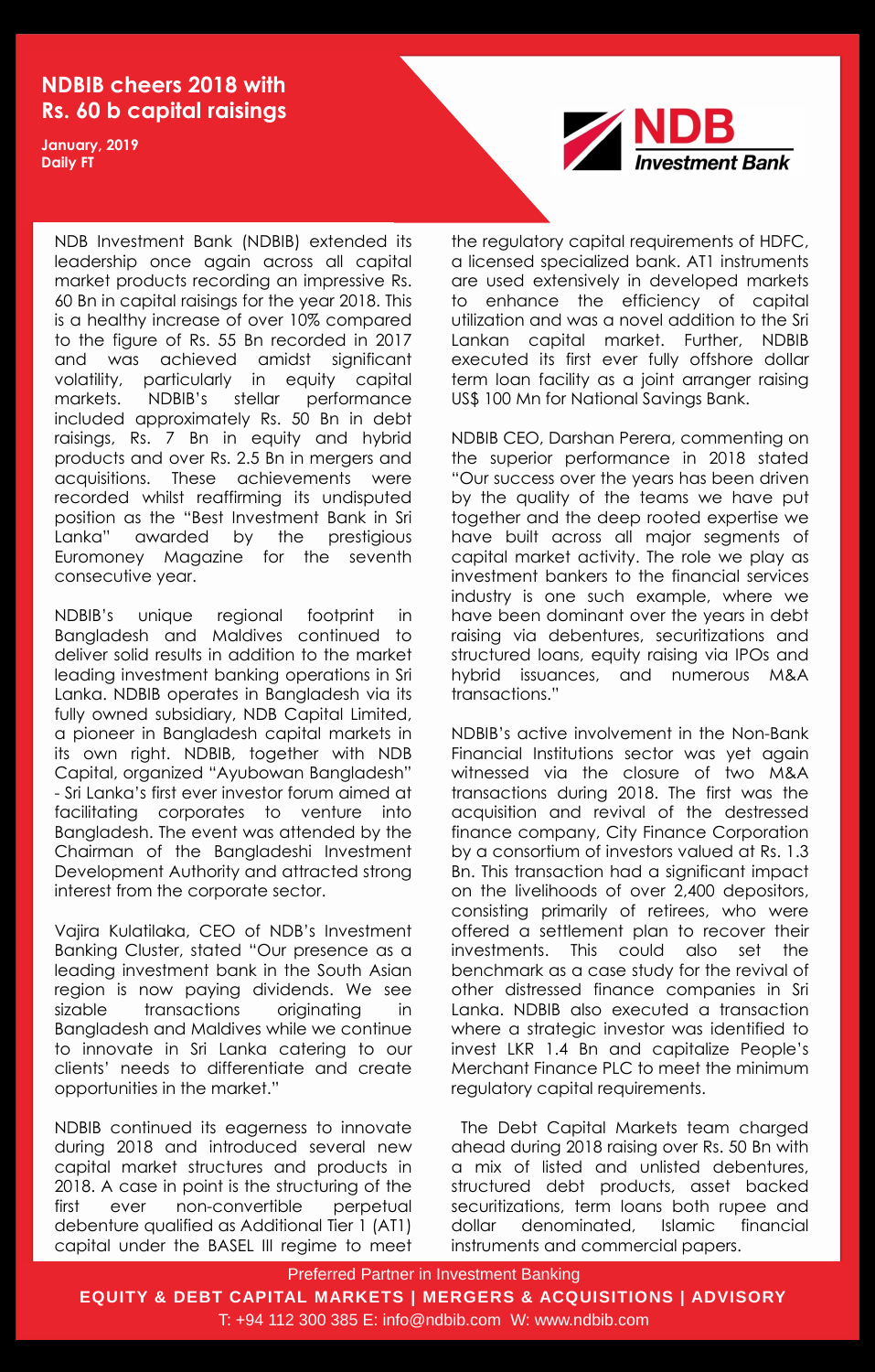# NDBIB cheers 2018 with Rs. 60 b capital raisings

**January, 2019**
**Daily FT**

NDB Investment Bank

NDB Investment Bank (NDBIB) extended its leadership once again across all capital market products recording an impressive Rs. 60 Bn in capital raisings for the year 2018. This is a healthy increase of over 10% compared to the figure of Rs. 55 Bn recorded in 2017 and was achieved amidst significant volatility, particularly in equity capital markets. NDBIB's stellar performance included approximately Rs. 50 Bn in debt raisings, Rs. 7 Bn in equity and hybrid products and over Rs. 2.5 Bn in mergers and acquisitions. These achievements were recorded whilst reaffirming its undisputed position as the "Best Investment Bank in Sri Lanka" awarded by the prestigious Euromoney Magazine for the seventh consecutive year.

NDBIB's unique regional footprint in Bangladesh and Maldives continued to deliver solid results in addition to the market leading investment banking operations in Sri Lanka. NDBIB operates in Bangladesh via its fully owned subsidiary, NDB Capital Limited, a pioneer in Bangladesh capital markets in its own right. NDBIB, together with NDB Capital, organized "Ayubowan Bangladesh" - Sri Lanka's first ever investor forum aimed at facilitating corporates to venture into Bangladesh. The event was attended by the Chairman of the Bangladeshi Investment Development Authority and attracted strong interest from the corporate sector.

Vajira Kulatilaka, CEO of NDB's Investment Banking Cluster, stated "Our presence as a leading investment bank in the South Asian region is now paying dividends. We see sizable transactions originating in Bangladesh and Maldives while we continue to innovate in Sri Lanka catering to our clients' needs to differentiate and create opportunities in the market."

NDBIB continued its eagerness to innovate during 2018 and introduced several new capital market structures and products in 2018. A case in point is the structuring of the first ever non-convertible perpetual debenture qualified as Additional Tier 1 (AT1) capital under the BASEL III regime to meet the regulatory capital requirements of HDFC, a licensed specialized bank. AT1 instruments are used extensively in developed markets to enhance the efficiency of capital utilization and was a novel addition to the Sri Lankan capital market. Further, NDBIB executed its first ever fully offshore dollar term loan facility as a joint arranger raising US$ 100 Mn for National Savings Bank.

NDBIB CEO, Darshan Perera, commenting on the superior performance in 2018 stated "Our success over the years has been driven by the quality of the teams we have put together and the deep rooted expertise we have built across all major segments of capital market activity. The role we play as investment bankers to the financial services industry is one such example, where we have been dominant over the years in debt raising via debentures, securitizations and structured loans, equity raising via IPOs and hybrid issuances, and numerous M&A transactions."

NDBIB's active involvement in the Non-Bank Financial Institutions sector was yet again witnessed via the closure of two M&A transactions during 2018. The first was the acquisition and revival of the destressed finance company, City Finance Corporation by a consortium of investors valued at Rs. 1.3 Bn. This transaction had a significant impact on the livelihoods of over 2,400 depositors, consisting primarily of retirees, who were offered a settlement plan to recover their investments. This could also set the benchmark as a case study for the revival of other distressed finance companies in Sri Lanka. NDBIB also executed a transaction where a strategic investor was identified to invest LKR 1.4 Bn and capitalize People's Merchant Finance PLC to meet the minimum regulatory capital requirements.

The Debt Capital Markets team charged ahead during 2018 raising over Rs. 50 Bn with a mix of listed and unlisted debentures, structured debt products, asset backed securitizations, term loans both rupee and dollar denominated, Islamic financial instruments and commercial papers.

Preferred Partner in Investment Banking

**EQUITY & DEBT CAPITAL MARKETS | MERGERS & ACQUISITIONS | ADVISORY**

T: +94 112 300 385 E: info@ndbib.com W: www.ndbib.com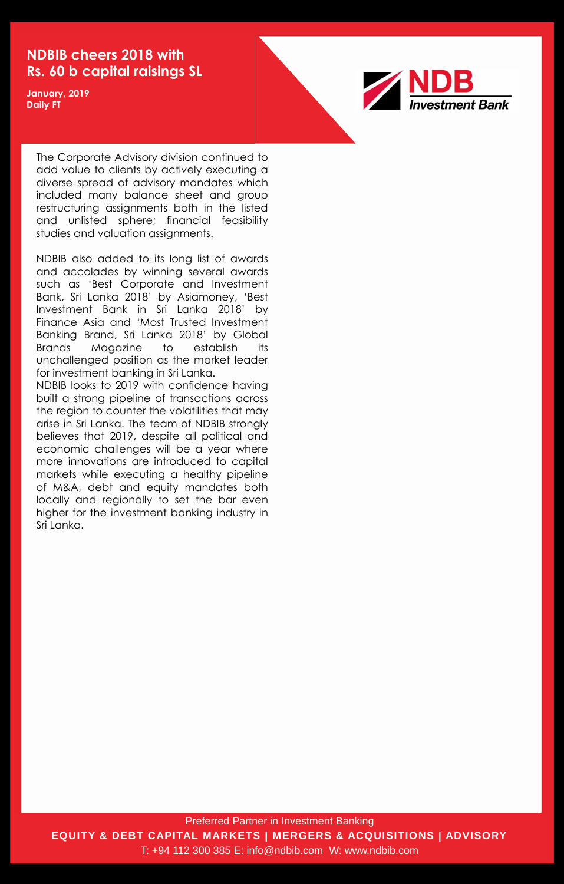# NDBIB cheers 2018 with Rs. 60 b capital raisings SL

**January, 2019**
**Daily FT**

The Corporate Advisory division continued to add value to clients by actively executing a diverse spread of advisory mandates which included many balance sheet and group restructuring assignments both in the listed and unlisted sphere; financial feasibility studies and valuation assignments.

NDBIB also added to its long list of awards and accolades by winning several awards such as 'Best Corporate and Investment Bank, Sri Lanka 2018' by Asiamoney, 'Best Investment Bank in Sri Lanka 2018' by Finance Asia and 'Most Trusted Investment Banking Brand, Sri Lanka 2018' by Global Brands Magazine to establish its unchallenged position as the market leader for investment banking in Sri Lanka.

NDBIB looks to 2019 with confidence having built a strong pipeline of transactions across the region to counter the volatilities that may arise in Sri Lanka. The team of NDBIB strongly believes that 2019, despite all political and economic challenges will be a year where more innovations are introduced to capital markets while executing a healthy pipeline of M&A, debt and equity mandates both locally and regionally to set the bar even higher for the investment banking industry in Sri Lanka.